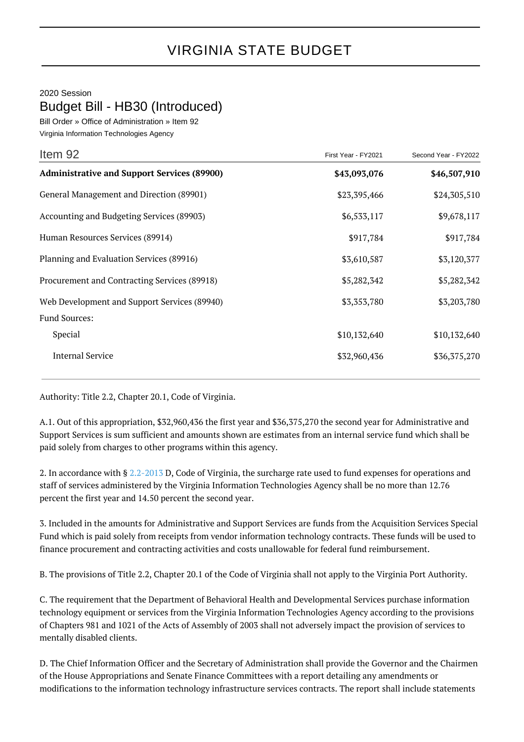# VIRGINIA STATE BUDGET

2020 Session

## Budget Bill - HB30 (Introduced)

Bill Order » Office of Administration » Item 92

Virginia Information Technologies Agency

| Item 92 | First Year - FY2021 | Second Year - FY2022 |
|---|---|---|
| **Administrative and Support Services (89900)** | **$43,093,076** | **$46,507,910** |
| General Management and Direction (89901) | $23,395,466 | $24,305,510 |
| Accounting and Budgeting Services (89903) | $6,533,117 | $9,678,117 |
| Human Resources Services (89914) | $917,784 | $917,784 |
| Planning and Evaluation Services (89916) | $3,610,587 | $3,120,377 |
| Procurement and Contracting Services (89918) | $5,282,342 | $5,282,342 |
| Web Development and Support Services (89940) | $3,353,780 | $3,203,780 |
| Fund Sources: | | |
| Special | $10,132,640 | $10,132,640 |
| Internal Service | $32,960,436 | $36,375,270 |

Authority: Title 2.2, Chapter 20.1, Code of Virginia.

A.1. Out of this appropriation, $32,960,436 the first year and $36,375,270 the second year for Administrative and Support Services is sum sufficient and amounts shown are estimates from an internal service fund which shall be paid solely from charges to other programs within this agency.

2. In accordance with § 2.2-2013 D, Code of Virginia, the surcharge rate used to fund expenses for operations and staff of services administered by the Virginia Information Technologies Agency shall be no more than 12.76 percent the first year and 14.50 percent the second year.

3. Included in the amounts for Administrative and Support Services are funds from the Acquisition Services Special Fund which is paid solely from receipts from vendor information technology contracts. These funds will be used to finance procurement and contracting activities and costs unallowable for federal fund reimbursement.

B. The provisions of Title 2.2, Chapter 20.1 of the Code of Virginia shall not apply to the Virginia Port Authority.

C. The requirement that the Department of Behavioral Health and Developmental Services purchase information technology equipment or services from the Virginia Information Technologies Agency according to the provisions of Chapters 981 and 1021 of the Acts of Assembly of 2003 shall not adversely impact the provision of services to mentally disabled clients.

D. The Chief Information Officer and the Secretary of Administration shall provide the Governor and the Chairmen of the House Appropriations and Senate Finance Committees with a report detailing any amendments or modifications to the information technology infrastructure services contracts. The report shall include statements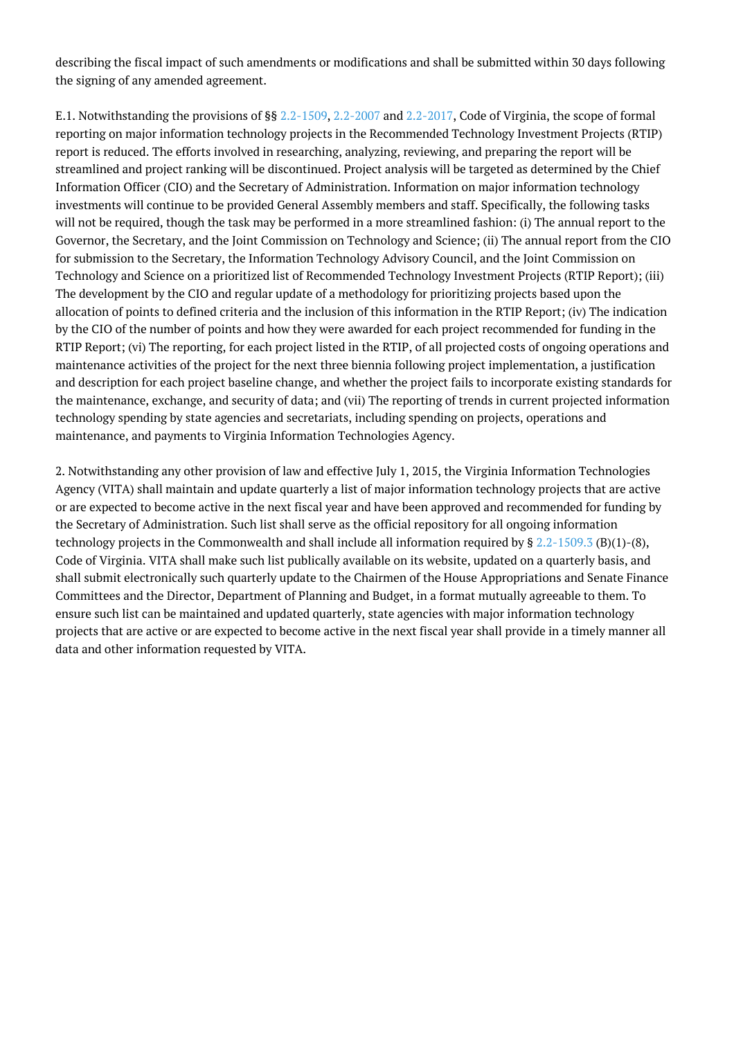describing the fiscal impact of such amendments or modifications and shall be submitted within 30 days following the signing of any amended agreement.

E.1. Notwithstanding the provisions of §§ 2.2-1509, 2.2-2007 and 2.2-2017, Code of Virginia, the scope of formal reporting on major information technology projects in the Recommended Technology Investment Projects (RTIP) report is reduced. The efforts involved in researching, analyzing, reviewing, and preparing the report will be streamlined and project ranking will be discontinued. Project analysis will be targeted as determined by the Chief Information Officer (CIO) and the Secretary of Administration. Information on major information technology investments will continue to be provided General Assembly members and staff. Specifically, the following tasks will not be required, though the task may be performed in a more streamlined fashion: (i) The annual report to the Governor, the Secretary, and the Joint Commission on Technology and Science; (ii) The annual report from the CIO for submission to the Secretary, the Information Technology Advisory Council, and the Joint Commission on Technology and Science on a prioritized list of Recommended Technology Investment Projects (RTIP Report); (iii) The development by the CIO and regular update of a methodology for prioritizing projects based upon the allocation of points to defined criteria and the inclusion of this information in the RTIP Report; (iv) The indication by the CIO of the number of points and how they were awarded for each project recommended for funding in the RTIP Report; (vi) The reporting, for each project listed in the RTIP, of all projected costs of ongoing operations and maintenance activities of the project for the next three biennia following project implementation, a justification and description for each project baseline change, and whether the project fails to incorporate existing standards for the maintenance, exchange, and security of data; and (vii) The reporting of trends in current projected information technology spending by state agencies and secretariats, including spending on projects, operations and maintenance, and payments to Virginia Information Technologies Agency.

2. Notwithstanding any other provision of law and effective July 1, 2015, the Virginia Information Technologies Agency (VITA) shall maintain and update quarterly a list of major information technology projects that are active or are expected to become active in the next fiscal year and have been approved and recommended for funding by the Secretary of Administration. Such list shall serve as the official repository for all ongoing information technology projects in the Commonwealth and shall include all information required by § 2.2-1509.3 (B)(1)-(8), Code of Virginia. VITA shall make such list publically available on its website, updated on a quarterly basis, and shall submit electronically such quarterly update to the Chairmen of the House Appropriations and Senate Finance Committees and the Director, Department of Planning and Budget, in a format mutually agreeable to them. To ensure such list can be maintained and updated quarterly, state agencies with major information technology projects that are active or are expected to become active in the next fiscal year shall provide in a timely manner all data and other information requested by VITA.